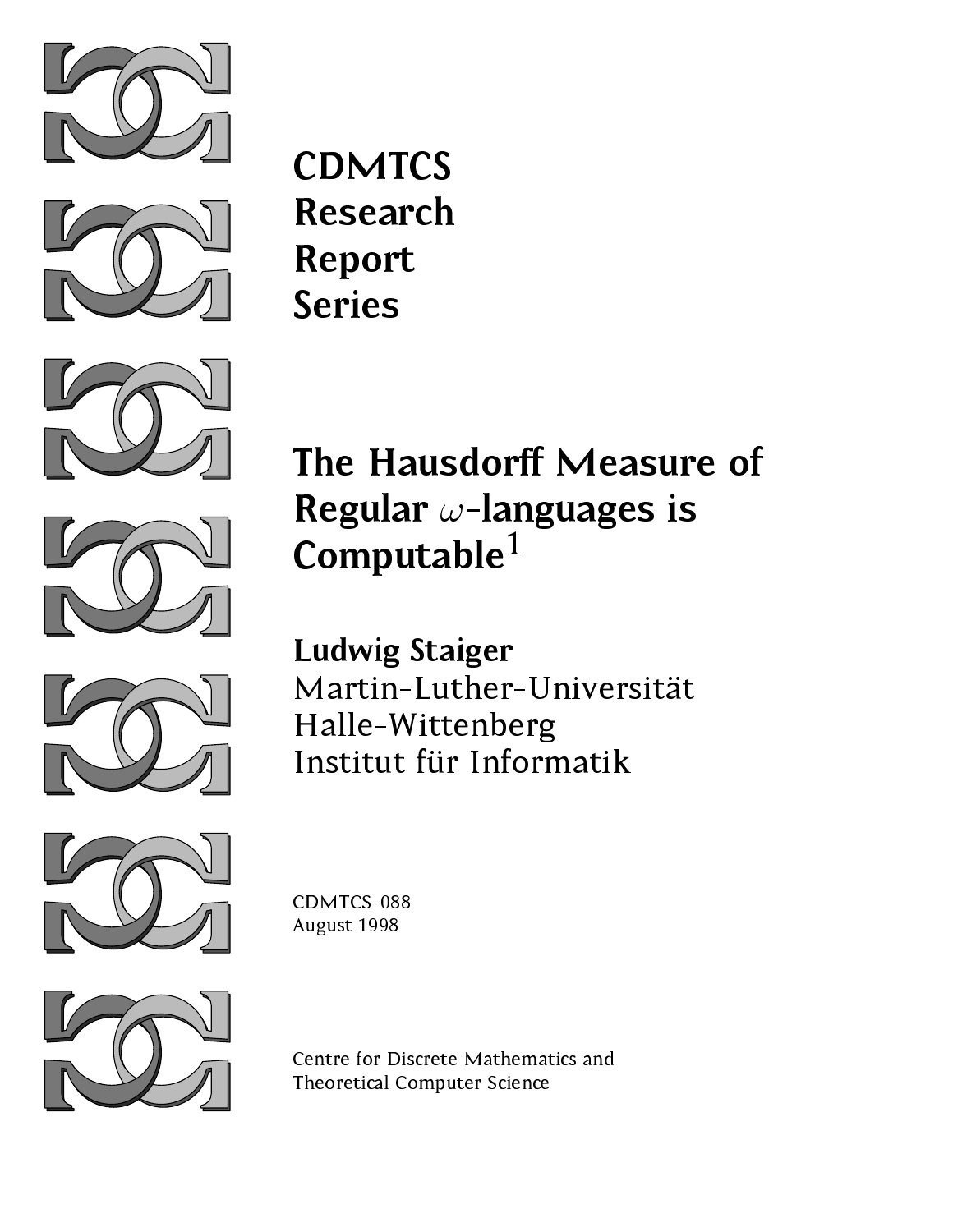**CDMTCS**
**Research**
**Report**
**Series**

# The Hausdorff Measure of Regular $\omega$-languages is Computable[1]

**Ludwig Staiger**
Martin-Luther-Universität
Halle-Wittenberg
Institut für Informatik

CDMTCS-088
August 1998

Centre for Discrete Mathematics and
Theoretical Computer Science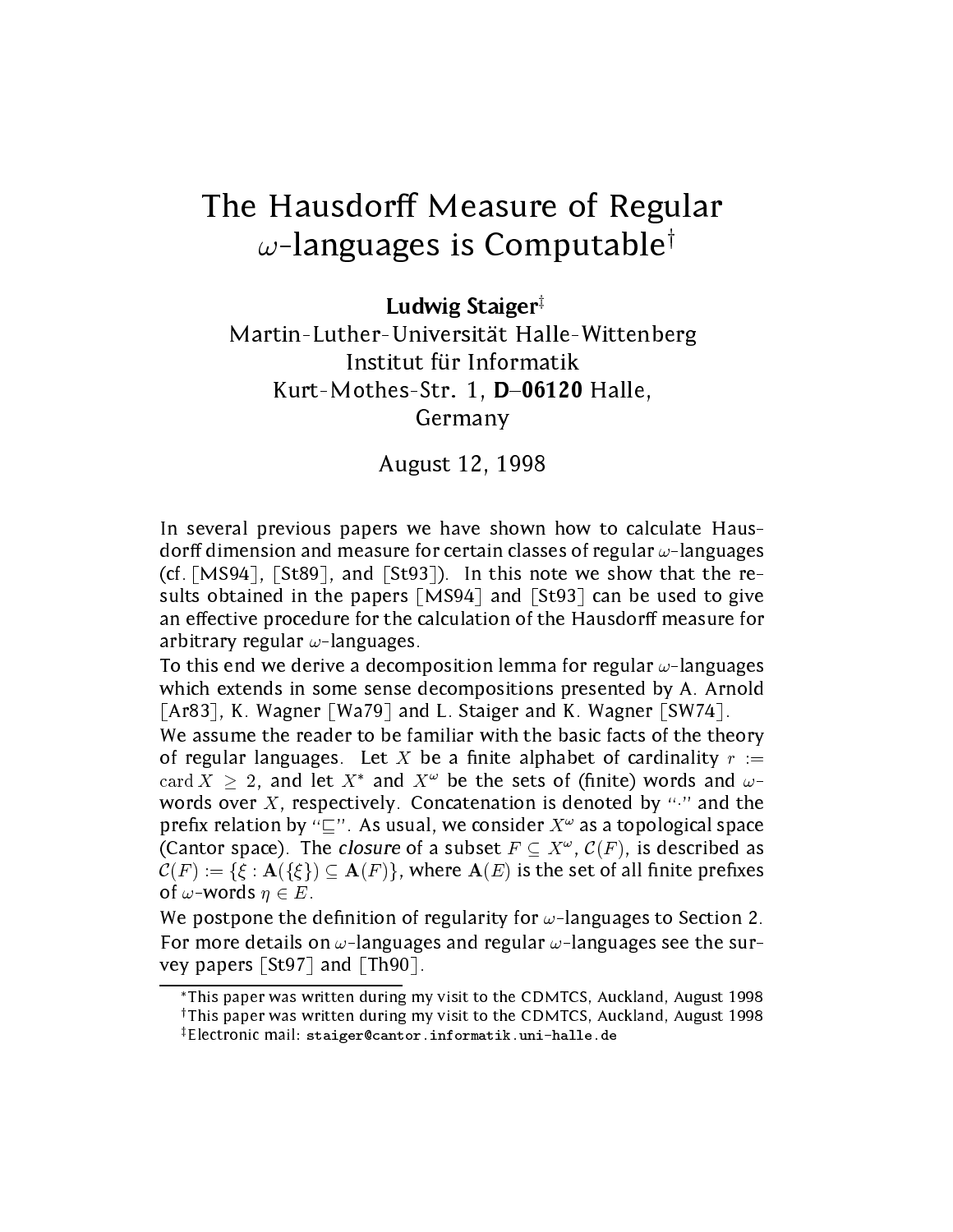# The Hausdorff Measure of Regular $\omega$-languages is Computable[†]

**Ludwig Staiger**[‡]
Martin-Luther-Universität Halle-Wittenberg
Institut für Informatik
Kurt-Mothes-Str. 1, **D–06120** Halle,
Germany

August 12, 1998

In several previous papers we have shown how to calculate Hausdorff dimension and measure for certain classes of regular $\omega$-languages (cf. [MS94], [St89], and [St93]). In this note we show that the results obtained in the papers [MS94] and [St93] can be used to give an effective procedure for the calculation of the Hausdorff measure for arbitrary regular $\omega$-languages.

To this end we derive a decomposition lemma for regular $\omega$-languages which extends in some sense decompositions presented by A. Arnold [Ar83], K. Wagner [Wa79] and L. Staiger and K. Wagner [SW74].

We assume the reader to be familiar with the basic facts of the theory of regular languages. Let $X$ be a finite alphabet of cardinality $r := \mathrm{card}\, X \geq 2$, and let $X^*$ and $X^\omega$ be the sets of (finite) words and $\omega$-words over $X$, respectively. Concatenation is denoted by "$\cdot$" and the prefix relation by "$\sqsubseteq$". As usual, we consider $X^\omega$ as a topological space (Cantor space). The *closure* of a subset $F \subseteq X^\omega$, $\mathcal{C}(F)$, is described as $\mathcal{C}(F) := \{\xi : \mathbf{A}(\{\xi\}) \subseteq \mathbf{A}(F)\}$, where $\mathbf{A}(E)$ is the set of all finite prefixes of $\omega$-words $\eta \in E$.

We postpone the definition of regularity for $\omega$-languages to Section 2. For more details on $\omega$-languages and regular $\omega$-languages see the survey papers [St97] and [Th90].

---

*This paper was written during my visit to the CDMTCS, Auckland, August 1998

†This paper was written during my visit to the CDMTCS, Auckland, August 1998

‡Electronic mail: staiger@cantor.informatik.uni-halle.de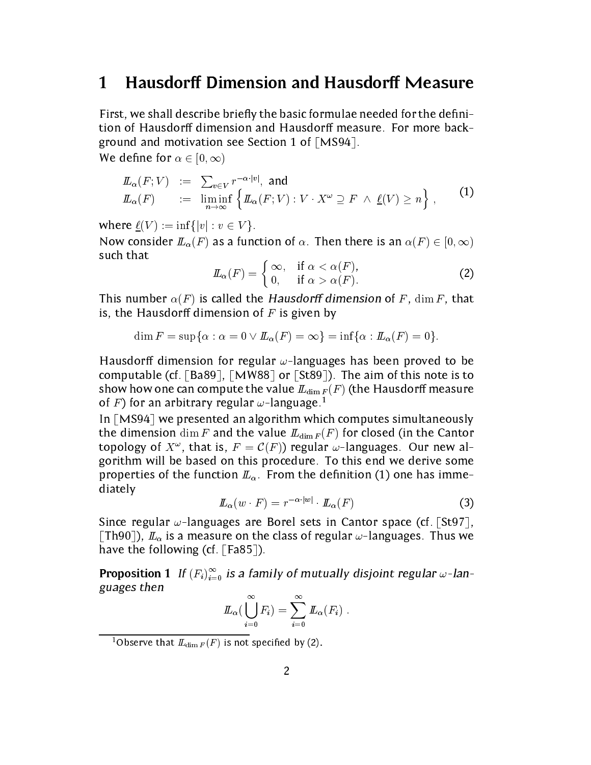# 1 Hausdorff Dimension and Hausdorff Measure

First, we shall describe briefly the basic formulae needed for the definition of Hausdorff dimension and Hausdorff measure. For more background and motivation see Section 1 of [MS94].

We define for $\alpha \in [0, \infty)$

$$
\begin{aligned}
I\!L_\alpha(F;V) &:= \sum_{v\in V} r^{-\alpha\cdot|v|}, \text{ and} \\
I\!L_\alpha(F) &:= \liminf_{n\to\infty} \left\{ I\!L_\alpha(F;V) : V \cdot X^\omega \supseteq F \;\wedge\; \underline{\ell}(V) \geq n \right\},
\end{aligned}
\tag{1}
$$

where $\underline{\ell}(V) := \inf\{|v| : v \in V\}$.

Now consider $I\!L_\alpha(F)$ as a function of $\alpha$. Then there is an $\alpha(F) \in [0, \infty)$ such that

$$
I\!L_\alpha(F) = \begin{cases} \infty, & \text{if } \alpha < \alpha(F), \\ 0, & \text{if } \alpha > \alpha(F). \end{cases}
\tag{2}
$$

This number $\alpha(F)$ is called the *Hausdorff dimension* of $F$, $\dim F$, that is, the Hausdorff dimension of $F$ is given by

$$
\dim F = \sup\{\alpha : \alpha = 0 \vee I\!L_\alpha(F) = \infty\} = \inf\{\alpha : I\!L_\alpha(F) = 0\}.
$$

Hausdorff dimension for regular $\omega$-languages has been proved to be computable (cf. [Ba89], [MW88] or [St89]). The aim of this note is to show how one can compute the value $I\!L_{\dim F}(F)$ (the Hausdorff measure of $F$) for an arbitrary regular $\omega$-language.[1]

In [MS94] we presented an algorithm which computes simultaneously the dimension $\dim F$ and the value $I\!L_{\dim F}(F)$ for closed (in the Cantor topology of $X^\omega$, that is, $F = \mathcal{C}(F)$) regular $\omega$-languages. Our new algorithm will be based on this procedure. To this end we derive some properties of the function $I\!L_\alpha$. From the definition (1) one has immediately

$$
I\!L_\alpha(w \cdot F) = r^{-\alpha\cdot|w|} \cdot I\!L_\alpha(F)
\tag{3}
$$

Since regular $\omega$-languages are Borel sets in Cantor space (cf. [St97], [Th90]), $I\!L_\alpha$ is a measure on the class of regular $\omega$-languages. Thus we have the following (cf. [Fa85]).

**Proposition 1** *If $(F_i)_{i=0}^\infty$ is a family of mutually disjoint regular $\omega$-languages then*

$$
I\!L_\alpha\left(\bigcup_{i=0}^\infty F_i\right) = \sum_{i=0}^\infty I\!L_\alpha(F_i) .
$$

[1] Observe that $I\!L_{\dim F}(F)$ is not specified by (2).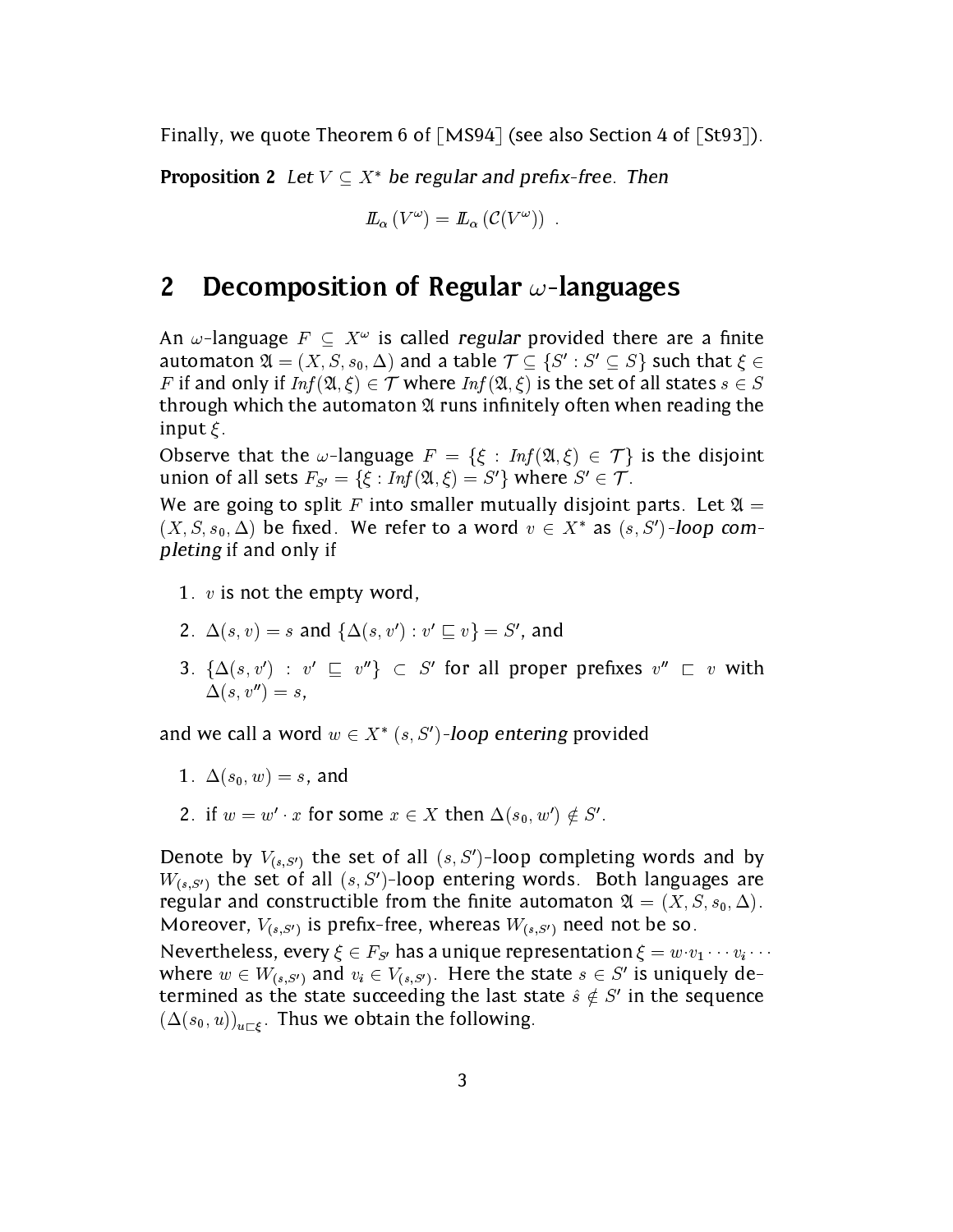Finally, we quote Theorem 6 of [MS94] (see also Section 4 of [St93]).

**Proposition 2** *Let $V \subseteq X^*$ be regular and prefix-free. Then*

$$\mathbb{L}_\alpha(V^\omega) = \mathbb{L}_\alpha(\mathcal{C}(V^\omega)) \ .$$

## 2 Decomposition of Regular $\omega$-languages

An $\omega$-language $F \subseteq X^\omega$ is called *regular* provided there are a finite automaton $\mathfrak{A} = (X, S, s_0, \Delta)$ and a table $\mathcal{T} \subseteq \{S' : S' \subseteq S\}$ such that $\xi \in F$ if and only if $\mathit{Inf}(\mathfrak{A}, \xi) \in \mathcal{T}$ where $\mathit{Inf}(\mathfrak{A}, \xi)$ is the set of all states $s \in S$ through which the automaton $\mathfrak{A}$ runs infinitely often when reading the input $\xi$.

Observe that the $\omega$-language $F = \{\xi : \mathit{Inf}(\mathfrak{A}, \xi) \in \mathcal{T}\}$ is the disjoint union of all sets $F_{S'} = \{\xi : \mathit{Inf}(\mathfrak{A}, \xi) = S'\}$ where $S' \in \mathcal{T}$.

We are going to split $F$ into smaller mutually disjoint parts. Let $\mathfrak{A} = (X, S, s_0, \Delta)$ be fixed. We refer to a word $v \in X^*$ as $(s, S')$*-loop completing* if and only if

1. $v$ is not the empty word,
2. $\Delta(s, v) = s$ and $\{\Delta(s, v') : v' \sqsubseteq v\} = S'$, and
3. $\{\Delta(s, v') : v' \sqsubseteq v''\} \subset S'$ for all proper prefixes $v'' \sqsubset v$ with $\Delta(s, v'') = s$,

and we call a word $w \in X^*$ $(s, S')$*-loop entering* provided

1. $\Delta(s_0, w) = s$, and
2. if $w = w' \cdot x$ for some $x \in X$ then $\Delta(s_0, w') \notin S'$.

Denote by $V_{(s,S')}$ the set of all $(s, S')$-loop completing words and by $W_{(s,S')}$ the set of all $(s, S')$-loop entering words. Both languages are regular and constructible from the finite automaton $\mathfrak{A} = (X, S, s_0, \Delta)$. Moreover, $V_{(s,S')}$ is prefix-free, whereas $W_{(s,S')}$ need not be so.

Nevertheless, every $\xi \in F_{S'}$ has a unique representation $\xi = w \cdot v_1 \cdots v_i \cdots$ where $w \in W_{(s,S')}$ and $v_i \in V_{(s,S')}$. Here the state $s \in S'$ is uniquely determined as the state succeeding the last state $\hat{s} \notin S'$ in the sequence $(\Delta(s_0, u))_{u \sqsubset \xi}$. Thus we obtain the following.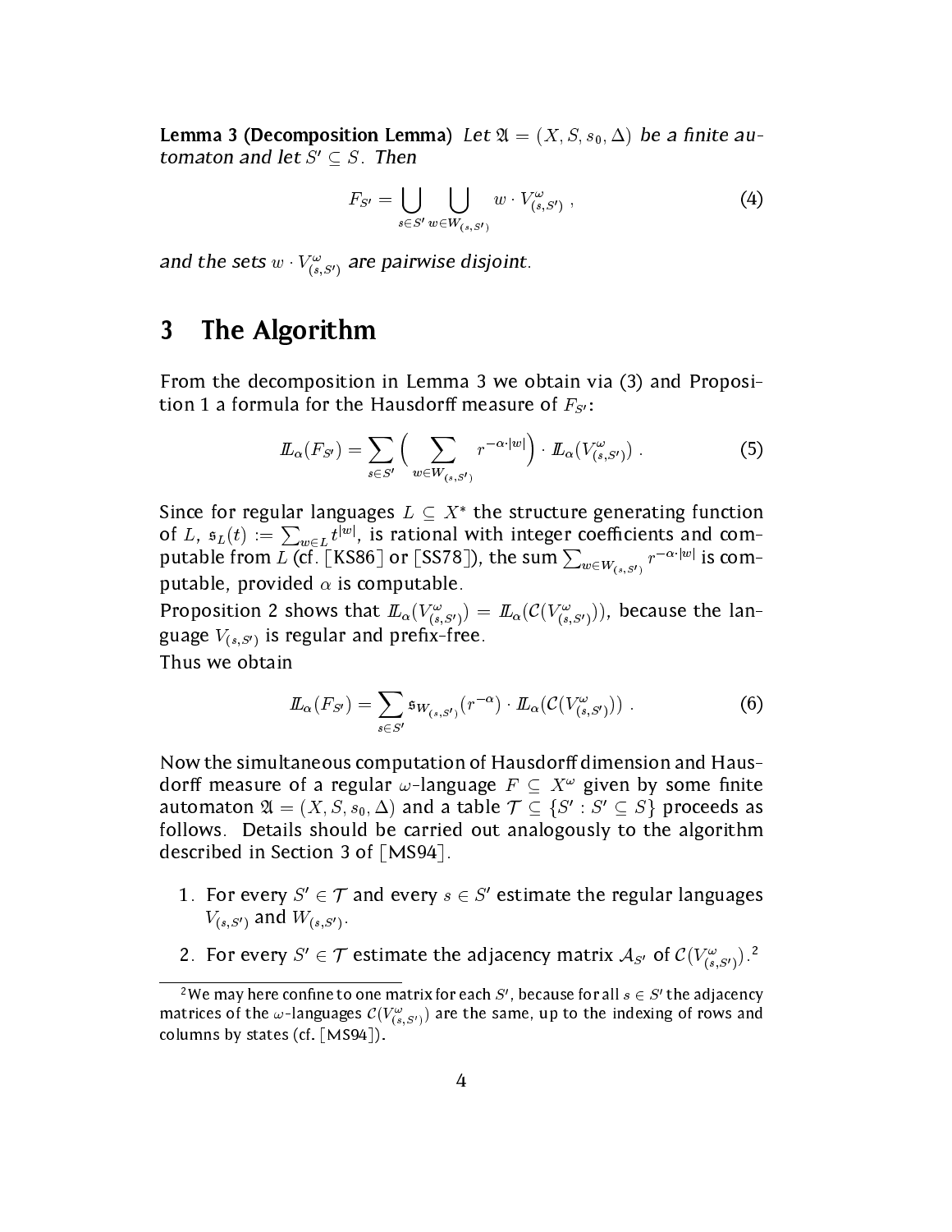**Lemma 3 (Decomposition Lemma)** *Let $\mathfrak{A} = (X, S, s_0, \Delta)$ be a finite automaton and let $S' \subseteq S$. Then*

$$F_{S'} = \bigcup_{s \in S'} \bigcup_{w \in W_{(s,S')}} w \cdot V^{\omega}_{(s,S')} , \tag{4}$$

*and the sets $w \cdot V^{\omega}_{(s,S')}$ are pairwise disjoint.*

# 3 The Algorithm

From the decomposition in Lemma 3 we obtain via (3) and Proposition 1 a formula for the Hausdorff measure of $F_{S'}$:

$$\mathbb{L}_{\alpha}(F_{S'}) = \sum_{s \in S'} \Big( \sum_{w \in W_{(s,S')}} r^{-\alpha \cdot |w|} \Big) \cdot \mathbb{L}_{\alpha}(V^{\omega}_{(s,S')}) . \tag{5}$$

Since for regular languages $L \subseteq X^*$ the structure generating function of $L$, $\mathfrak{s}_L(t) := \sum_{w \in L} t^{|w|}$, is rational with integer coefficients and computable from $L$ (cf. [KS86] or [SS78]), the sum $\sum_{w \in W_{(s,S')}} r^{-\alpha \cdot |w|}$ is computable, provided $\alpha$ is computable.

Proposition 2 shows that $\mathbb{L}_{\alpha}(V^{\omega}_{(s,S')}) = \mathbb{L}_{\alpha}(\mathcal{C}(V^{\omega}_{(s,S')}))$, because the language $V_{(s,S')}$ is regular and prefix-free.

Thus we obtain

$$\mathbb{L}_{\alpha}(F_{S'}) = \sum_{s \in S'} \mathfrak{s}_{W_{(s,S')}}(r^{-\alpha}) \cdot \mathbb{L}_{\alpha}(\mathcal{C}(V^{\omega}_{(s,S')})) . \tag{6}$$

Now the simultaneous computation of Hausdorff dimension and Hausdorff measure of a regular $\omega$-language $F \subseteq X^{\omega}$ given by some finite automaton $\mathfrak{A} = (X, S, s_0, \Delta)$ and a table $\mathcal{T} \subseteq \{S' : S' \subseteq S\}$ proceeds as follows. Details should be carried out analogously to the algorithm described in Section 3 of [MS94].

1. For every $S' \in \mathcal{T}$ and every $s \in S'$ estimate the regular languages $V_{(s,S')}$ and $W_{(s,S')}$.
2. For every $S' \in \mathcal{T}$ estimate the adjacency matrix $\mathcal{A}_{S'}$ of $\mathcal{C}(V^{\omega}_{(s,S')})$.[2]

[2] We may here confine to one matrix for each $S'$, because for all $s \in S'$ the adjacency matrices of the $\omega$-languages $\mathcal{C}(V^{\omega}_{(s,S')})$ are the same, up to the indexing of rows and columns by states (cf. [MS94]).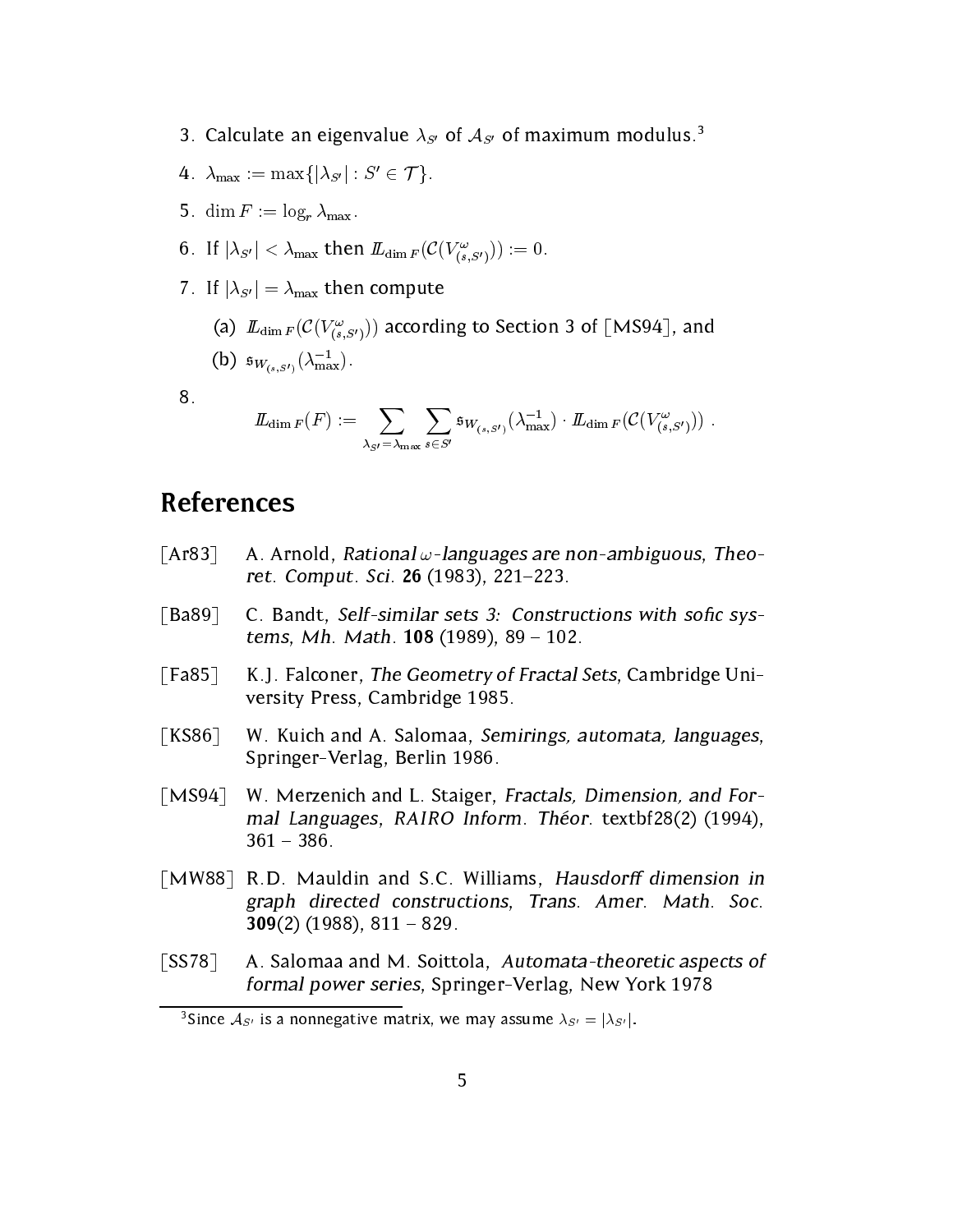3. Calculate an eigenvalue $\lambda_{S'}$ of $\mathcal{A}_{S'}$ of maximum modulus.[3]

4. $\lambda_{\max} := \max\{|\lambda_{S'}| : S' \in \mathcal{T}\}$.

5. $\dim F := \log_r \lambda_{\max}$.

6. If $|\lambda_{S'}| < \lambda_{\max}$ then $I\!\!L_{\dim F}(\mathcal{C}(V^{\omega}_{(s,S')})) := 0$.

7. If $|\lambda_{S'}| = \lambda_{\max}$ then compute

   (a) $I\!\!L_{\dim F}(\mathcal{C}(V^{\omega}_{(s,S')}))$ according to Section 3 of [MS94], and

   (b) $\mathfrak{s}_{W_{(s,S')}}(\lambda_{\max}^{-1})$.

8.
$$I\!\!L_{\dim F}(F) := \sum_{\lambda_{S'}=\lambda_{\max}} \sum_{s \in S'} \mathfrak{s}_{W_{(s,S')}}(\lambda_{\max}^{-1}) \cdot I\!\!L_{\dim F}(\mathcal{C}(V^{\omega}_{(s,S')})) \ .$$

# References

[Ar83] A. Arnold, *Rational $\omega$-languages are non-ambiguous*, *Theoret. Comput. Sci.* **26** (1983), 221–223.

[Ba89] C. Bandt, *Self-similar sets 3: Constructions with sofic systems*, *Mh. Math.* **108** (1989), 89 – 102.

[Fa85] K.J. Falconer, *The Geometry of Fractal Sets*, Cambridge University Press, Cambridge 1985.

[KS86] W. Kuich and A. Salomaa, *Semirings, automata, languages*, Springer-Verlag, Berlin 1986.

[MS94] W. Merzenich and L. Staiger, *Fractals, Dimension, and Formal Languages*, *RAIRO Inform. Théor.* textbf28(2) (1994), 361 – 386.

[MW88] R.D. Mauldin and S.C. Williams, *Hausdorff dimension in graph directed constructions*, *Trans. Amer. Math. Soc.* **309**(2) (1988), 811 – 829.

[SS78] A. Salomaa and M. Soittola, *Automata-theoretic aspects of formal power series*, Springer-Verlag, New York 1978

[3] Since $\mathcal{A}_{S'}$ is a nonnegative matrix, we may assume $\lambda_{S'} = |\lambda_{S'}|$.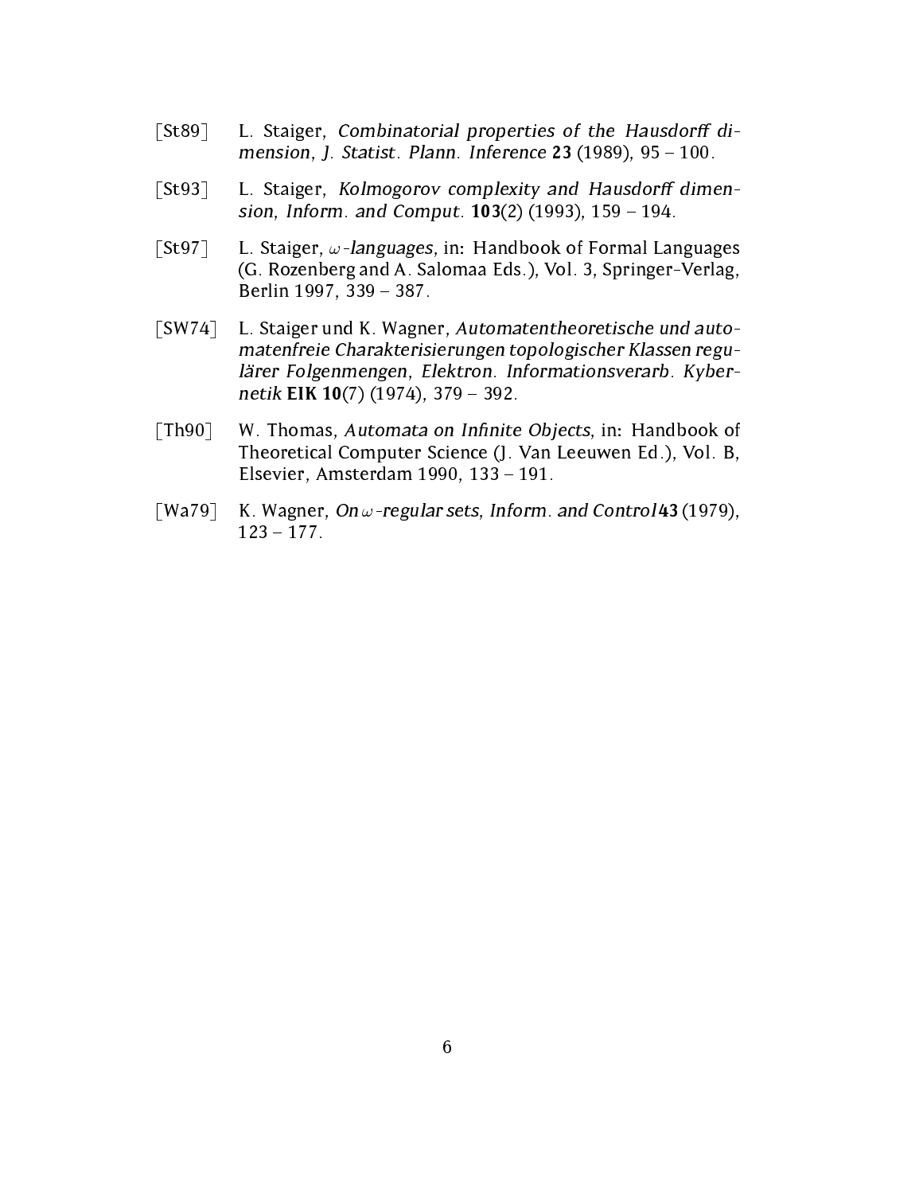[St89] L. Staiger, *Combinatorial properties of the Hausdorff dimension*, *J. Statist. Plann. Inference* **23** (1989), 95 – 100.

[St93] L. Staiger, *Kolmogorov complexity and Hausdorff dimension*, *Inform. and Comput.* **103**(2) (1993), 159 – 194.

[St97] L. Staiger, *$\omega$-languages*, in: Handbook of Formal Languages (G. Rozenberg and A. Salomaa Eds.), Vol. 3, Springer-Verlag, Berlin 1997, 339 – 387.

[SW74] L. Staiger und K. Wagner, *Automatentheoretische und automatenfreie Charakterisierungen topologischer Klassen regulärer Folgenmengen*, *Elektron. Informationsverarb. Kybernetik* **EIK 10**(7) (1974), 379 – 392.

[Th90] W. Thomas, *Automata on Infinite Objects*, in: Handbook of Theoretical Computer Science (J. Van Leeuwen Ed.), Vol. B, Elsevier, Amsterdam 1990, 133 – 191.

[Wa79] K. Wagner, *On $\omega$-regular sets*, *Inform. and Control* **43** (1979), 123 – 177.